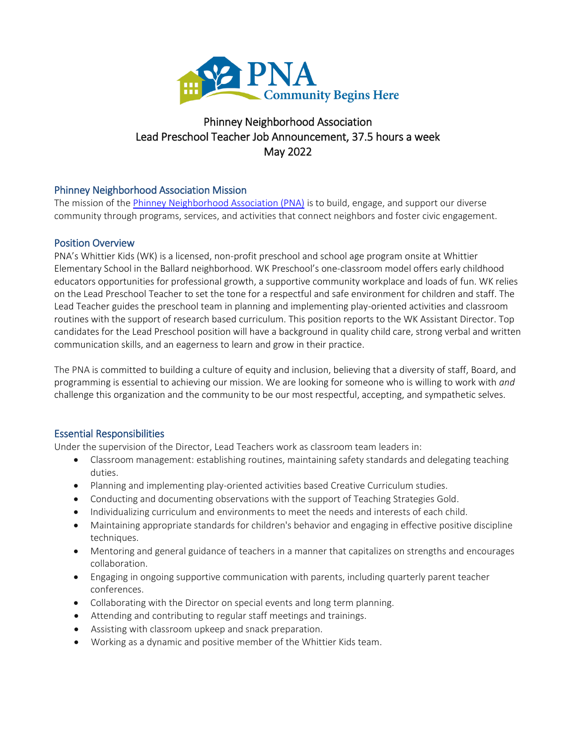PNA Community Begins Here

# Phinney Neighborhood Association
# Lead Preschool Teacher Job Announcement, 37.5 hours a week
# May 2022

## Phinney Neighborhood Association Mission

The mission of the [Phinney Neighborhood Association (PNA)]() is to build, engage, and support our diverse community through programs, services, and activities that connect neighbors and foster civic engagement.

## Position Overview

PNA's Whittier Kids (WK) is a licensed, non-profit preschool and school age program onsite at Whittier Elementary School in the Ballard neighborhood. WK Preschool's one-classroom model offers early childhood educators opportunities for professional growth, a supportive community workplace and loads of fun. WK relies on the Lead Preschool Teacher to set the tone for a respectful and safe environment for children and staff. The Lead Teacher guides the preschool team in planning and implementing play-oriented activities and classroom routines with the support of research based curriculum. This position reports to the WK Assistant Director. Top candidates for the Lead Preschool position will have a background in quality child care, strong verbal and written communication skills, and an eagerness to learn and grow in their practice.

The PNA is committed to building a culture of equity and inclusion, believing that a diversity of staff, Board, and programming is essential to achieving our mission. We are looking for someone who is willing to work with *and* challenge this organization and the community to be our most respectful, accepting, and sympathetic selves.

## Essential Responsibilities

Under the supervision of the Director, Lead Teachers work as classroom team leaders in:

- Classroom management: establishing routines, maintaining safety standards and delegating teaching duties.
- Planning and implementing play-oriented activities based Creative Curriculum studies.
- Conducting and documenting observations with the support of Teaching Strategies Gold.
- Individualizing curriculum and environments to meet the needs and interests of each child.
- Maintaining appropriate standards for children's behavior and engaging in effective positive discipline techniques.
- Mentoring and general guidance of teachers in a manner that capitalizes on strengths and encourages collaboration.
- Engaging in ongoing supportive communication with parents, including quarterly parent teacher conferences.
- Collaborating with the Director on special events and long term planning.
- Attending and contributing to regular staff meetings and trainings.
- Assisting with classroom upkeep and snack preparation.
- Working as a dynamic and positive member of the Whittier Kids team.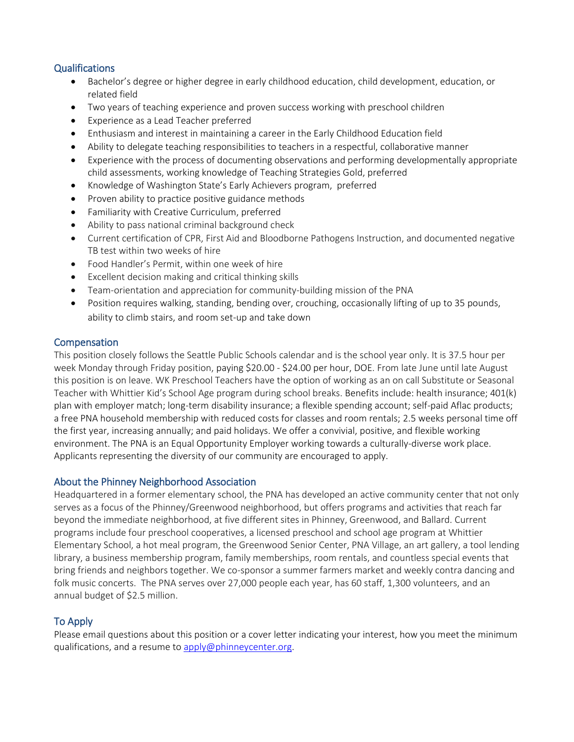## Qualifications

- Bachelor's degree or higher degree in early childhood education, child development, education, or related field
- Two years of teaching experience and proven success working with preschool children
- Experience as a Lead Teacher preferred
- Enthusiasm and interest in maintaining a career in the Early Childhood Education field
- Ability to delegate teaching responsibilities to teachers in a respectful, collaborative manner
- Experience with the process of documenting observations and performing developmentally appropriate child assessments, working knowledge of Teaching Strategies Gold, preferred
- Knowledge of Washington State's Early Achievers program, preferred
- Proven ability to practice positive guidance methods
- Familiarity with Creative Curriculum, preferred
- Ability to pass national criminal background check
- Current certification of CPR, First Aid and Bloodborne Pathogens Instruction, and documented negative TB test within two weeks of hire
- Food Handler's Permit, within one week of hire
- Excellent decision making and critical thinking skills
- Team-orientation and appreciation for community-building mission of the PNA
- Position requires walking, standing, bending over, crouching, occasionally lifting of up to 35 pounds, ability to climb stairs, and room set-up and take down

## Compensation

This position closely follows the Seattle Public Schools calendar and is the school year only. It is 37.5 hour per week Monday through Friday position, paying $20.00 - $24.00 per hour, DOE. From late June until late August this position is on leave. WK Preschool Teachers have the option of working as an on call Substitute or Seasonal Teacher with Whittier Kid's School Age program during school breaks. Benefits include: health insurance; 401(k) plan with employer match; long-term disability insurance; a flexible spending account; self-paid Aflac products; a free PNA household membership with reduced costs for classes and room rentals; 2.5 weeks personal time off the first year, increasing annually; and paid holidays. We offer a convivial, positive, and flexible working environment. The PNA is an Equal Opportunity Employer working towards a culturally-diverse work place. Applicants representing the diversity of our community are encouraged to apply.

## About the Phinney Neighborhood Association

Headquartered in a former elementary school, the PNA has developed an active community center that not only serves as a focus of the Phinney/Greenwood neighborhood, but offers programs and activities that reach far beyond the immediate neighborhood, at five different sites in Phinney, Greenwood, and Ballard. Current programs include four preschool cooperatives, a licensed preschool and school age program at Whittier Elementary School, a hot meal program, the Greenwood Senior Center, PNA Village, an art gallery, a tool lending library, a business membership program, family memberships, room rentals, and countless special events that bring friends and neighbors together. We co-sponsor a summer farmers market and weekly contra dancing and folk music concerts. The PNA serves over 27,000 people each year, has 60 staff, 1,300 volunteers, and an annual budget of $2.5 million.

## To Apply

Please email questions about this position or a cover letter indicating your interest, how you meet the minimum qualifications, and a resume to apply@phinneycenter.org.